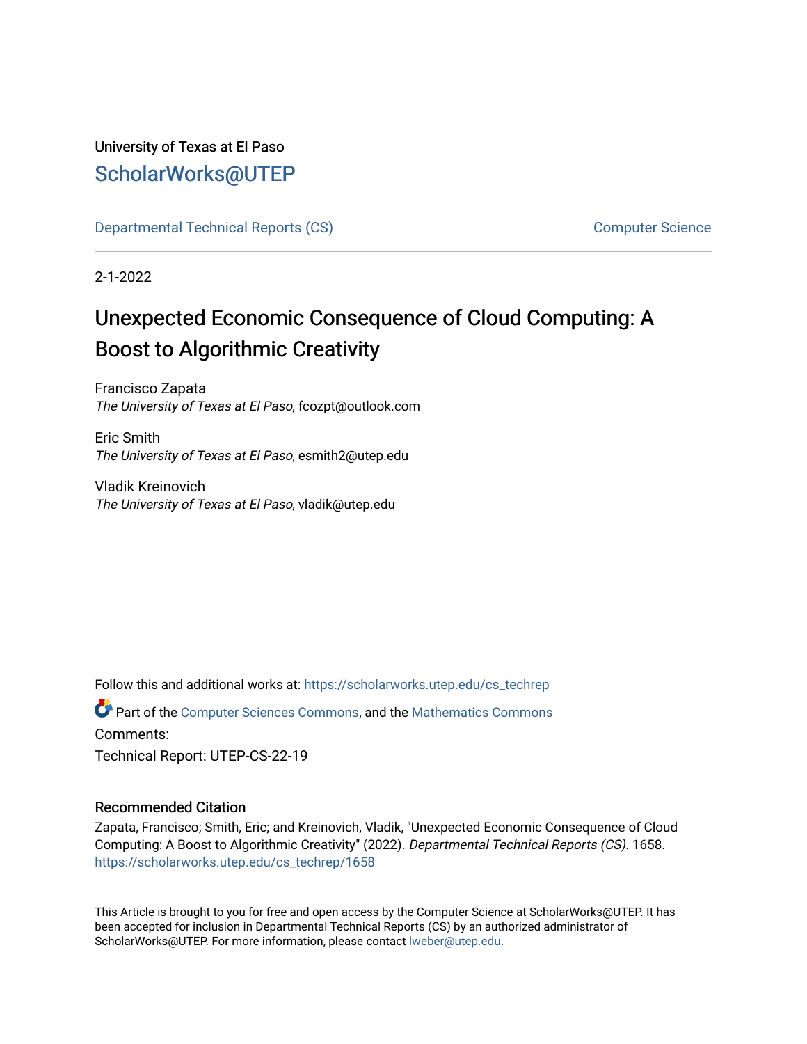University of Texas at El Paso

ScholarWorks@UTEP

Departmental Technical Reports (CS) Computer Science

2-1-2022

# Unexpected Economic Consequence of Cloud Computing: A Boost to Algorithmic Creativity

Francisco Zapata
*The University of Texas at El Paso*, fcozpt@outlook.com

Eric Smith
*The University of Texas at El Paso*, esmith2@utep.edu

Vladik Kreinovich
*The University of Texas at El Paso*, vladik@utep.edu

Follow this and additional works at: https://scholarworks.utep.edu/cs_techrep

Part of the Computer Sciences Commons, and the Mathematics Commons

Comments:

Technical Report: UTEP-CS-22-19

### Recommended Citation

Zapata, Francisco; Smith, Eric; and Kreinovich, Vladik, "Unexpected Economic Consequence of Cloud Computing: A Boost to Algorithmic Creativity" (2022). *Departmental Technical Reports (CS)*. 1658.
https://scholarworks.utep.edu/cs_techrep/1658

This Article is brought to you for free and open access by the Computer Science at ScholarWorks@UTEP. It has been accepted for inclusion in Departmental Technical Reports (CS) by an authorized administrator of ScholarWorks@UTEP. For more information, please contact lweber@utep.edu.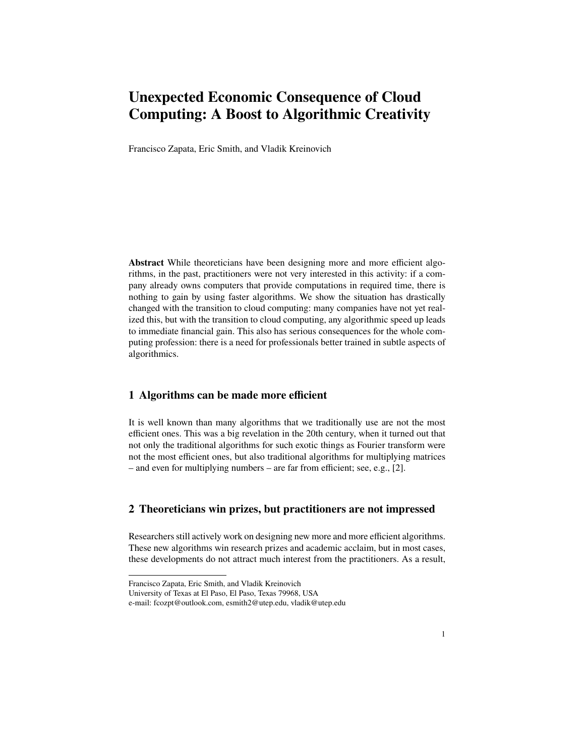# Unexpected Economic Consequence of Cloud Computing: A Boost to Algorithmic Creativity

Francisco Zapata, Eric Smith, and Vladik Kreinovich

**Abstract** While theoreticians have been designing more and more efficient algorithms, in the past, practitioners were not very interested in this activity: if a company already owns computers that provide computations in required time, there is nothing to gain by using faster algorithms. We show the situation has drastically changed with the transition to cloud computing: many companies have not yet realized this, but with the transition to cloud computing, any algorithmic speed up leads to immediate financial gain. This also has serious consequences for the whole computing profession: there is a need for professionals better trained in subtle aspects of algorithmics.

## 1 Algorithms can be made more efficient

It is well known than many algorithms that we traditionally use are not the most efficient ones. This was a big revelation in the 20th century, when it turned out that not only the traditional algorithms for such exotic things as Fourier transform were not the most efficient ones, but also traditional algorithms for multiplying matrices – and even for multiplying numbers – are far from efficient; see, e.g., [2].

## 2 Theoreticians win prizes, but practitioners are not impressed

Researchers still actively work on designing new more and more efficient algorithms. These new algorithms win research prizes and academic acclaim, but in most cases, these developments do not attract much interest from the practitioners. As a result,

---

Francisco Zapata, Eric Smith, and Vladik Kreinovich
University of Texas at El Paso, El Paso, Texas 79968, USA
e-mail: fcozpt@outlook.com, esmith2@utep.edu, vladik@utep.edu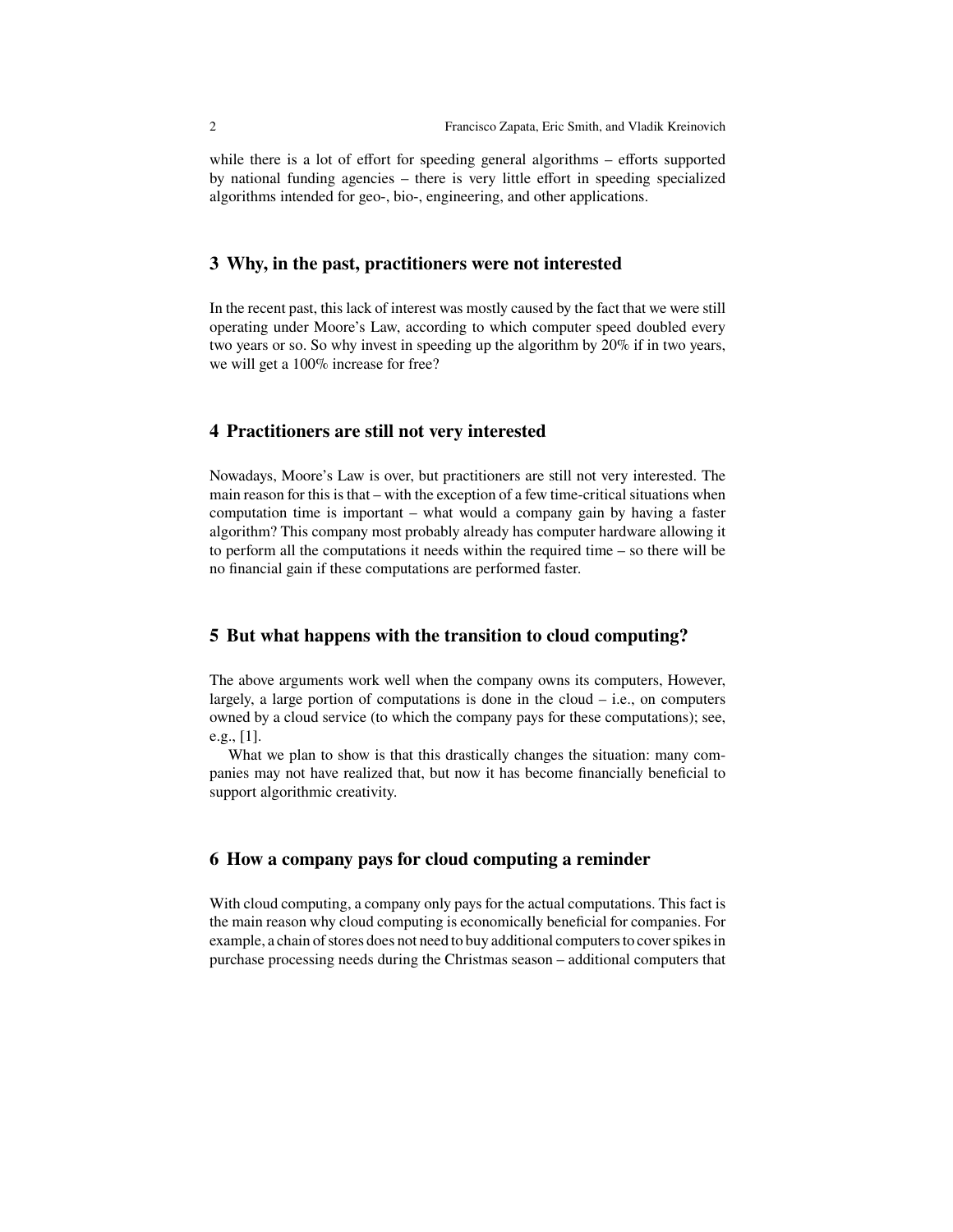while there is a lot of effort for speeding general algorithms – efforts supported by national funding agencies – there is very little effort in speeding specialized algorithms intended for geo-, bio-, engineering, and other applications.

## 3 Why, in the past, practitioners were not interested

In the recent past, this lack of interest was mostly caused by the fact that we were still operating under Moore's Law, according to which computer speed doubled every two years or so. So why invest in speeding up the algorithm by 20% if in two years, we will get a 100% increase for free?

## 4 Practitioners are still not very interested

Nowadays, Moore's Law is over, but practitioners are still not very interested. The main reason for this is that – with the exception of a few time-critical situations when computation time is important – what would a company gain by having a faster algorithm? This company most probably already has computer hardware allowing it to perform all the computations it needs within the required time – so there will be no financial gain if these computations are performed faster.

## 5 But what happens with the transition to cloud computing?

The above arguments work well when the company owns its computers, However, largely, a large portion of computations is done in the cloud – i.e., on computers owned by a cloud service (to which the company pays for these computations); see, e.g., [1].

What we plan to show is that this drastically changes the situation: many companies may not have realized that, but now it has become financially beneficial to support algorithmic creativity.

## 6 How a company pays for cloud computing a reminder

With cloud computing, a company only pays for the actual computations. This fact is the main reason why cloud computing is economically beneficial for companies. For example, a chain of stores does not need to buy additional computers to cover spikes in purchase processing needs during the Christmas season – additional computers that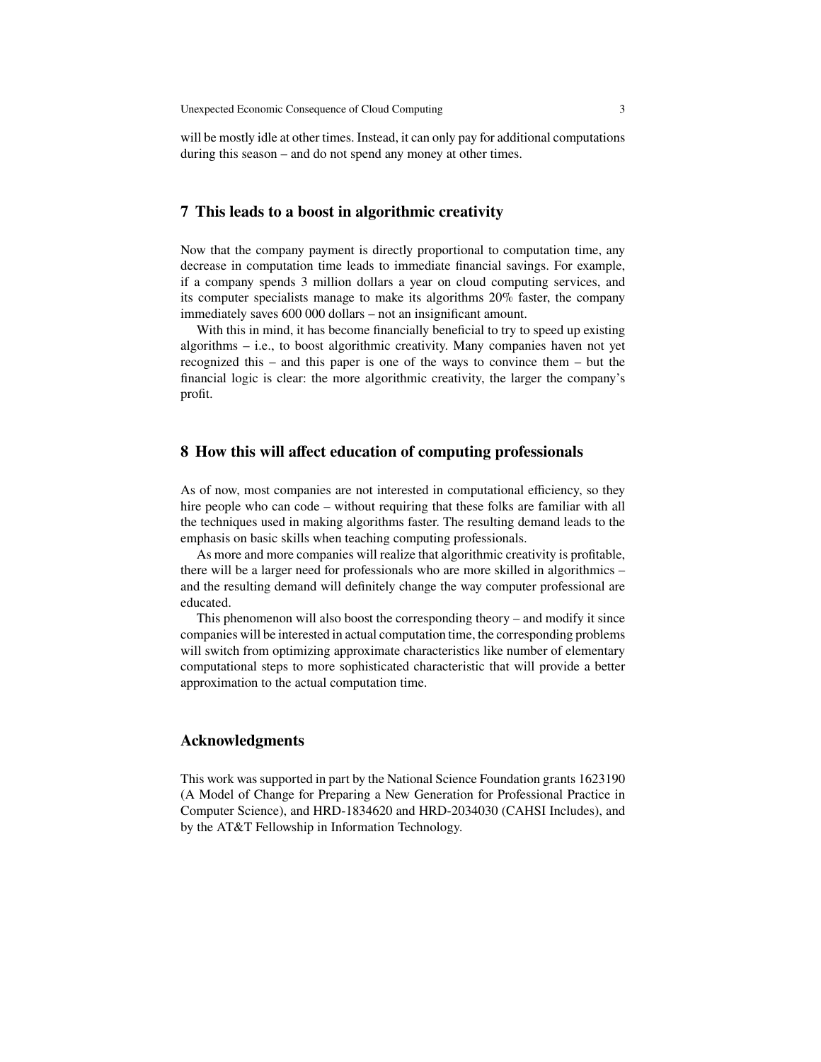will be mostly idle at other times. Instead, it can only pay for additional computations during this season – and do not spend any money at other times.

## 7 This leads to a boost in algorithmic creativity

Now that the company payment is directly proportional to computation time, any decrease in computation time leads to immediate financial savings. For example, if a company spends 3 million dollars a year on cloud computing services, and its computer specialists manage to make its algorithms 20% faster, the company immediately saves 600 000 dollars – not an insignificant amount.

With this in mind, it has become financially beneficial to try to speed up existing algorithms – i.e., to boost algorithmic creativity. Many companies haven not yet recognized this – and this paper is one of the ways to convince them – but the financial logic is clear: the more algorithmic creativity, the larger the company's profit.

## 8 How this will affect education of computing professionals

As of now, most companies are not interested in computational efficiency, so they hire people who can code – without requiring that these folks are familiar with all the techniques used in making algorithms faster. The resulting demand leads to the emphasis on basic skills when teaching computing professionals.

As more and more companies will realize that algorithmic creativity is profitable, there will be a larger need for professionals who are more skilled in algorithmics – and the resulting demand will definitely change the way computer professional are educated.

This phenomenon will also boost the corresponding theory – and modify it since companies will be interested in actual computation time, the corresponding problems will switch from optimizing approximate characteristics like number of elementary computational steps to more sophisticated characteristic that will provide a better approximation to the actual computation time.

## Acknowledgments

This work was supported in part by the National Science Foundation grants 1623190 (A Model of Change for Preparing a New Generation for Professional Practice in Computer Science), and HRD-1834620 and HRD-2034030 (CAHSI Includes), and by the AT&T Fellowship in Information Technology.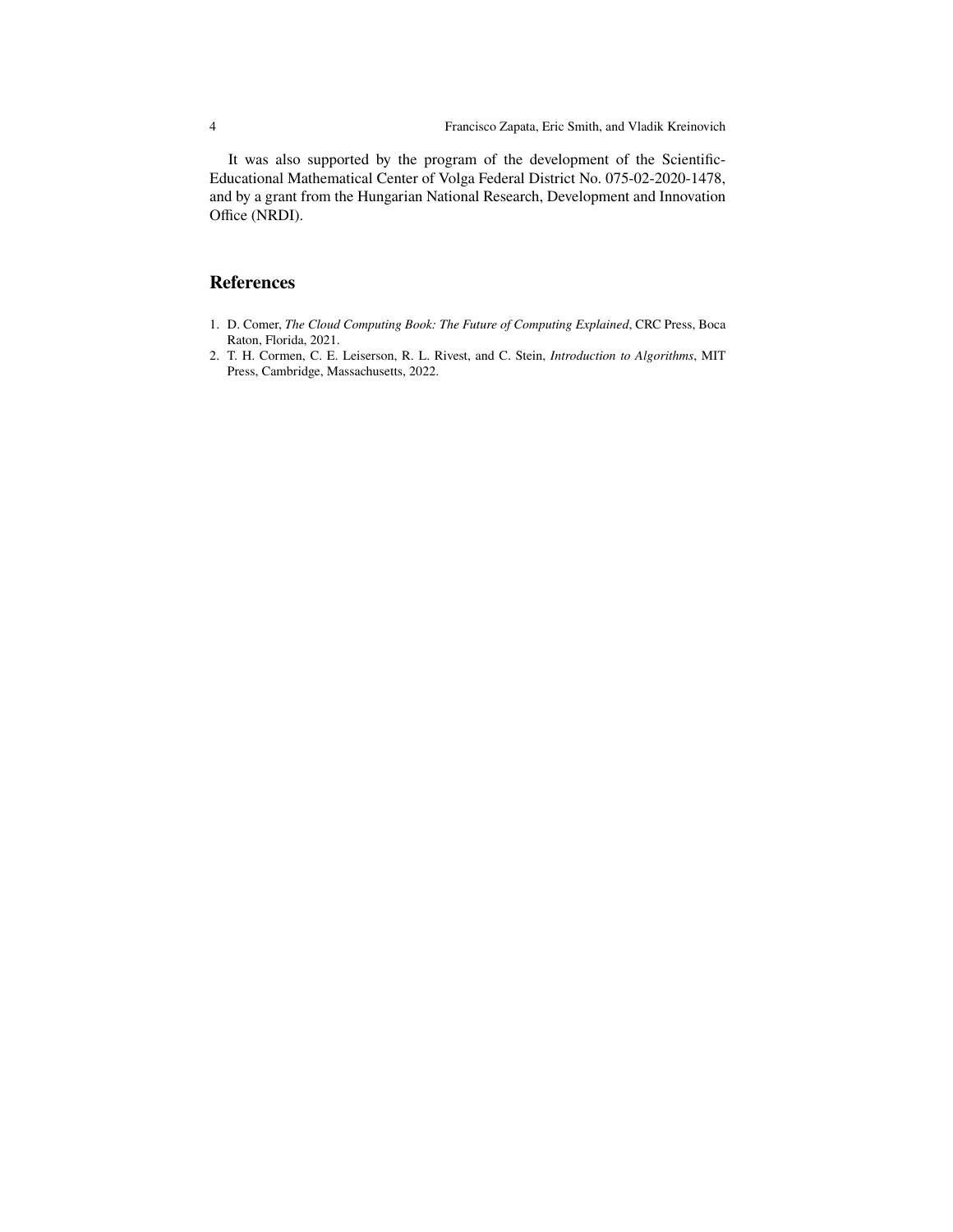It was also supported by the program of the development of the Scientific-Educational Mathematical Center of Volga Federal District No. 075-02-2020-1478, and by a grant from the Hungarian National Research, Development and Innovation Office (NRDI).

## References

1. D. Comer, *The Cloud Computing Book: The Future of Computing Explained*, CRC Press, Boca Raton, Florida, 2021.
2. T. H. Cormen, C. E. Leiserson, R. L. Rivest, and C. Stein, *Introduction to Algorithms*, MIT Press, Cambridge, Massachusetts, 2022.